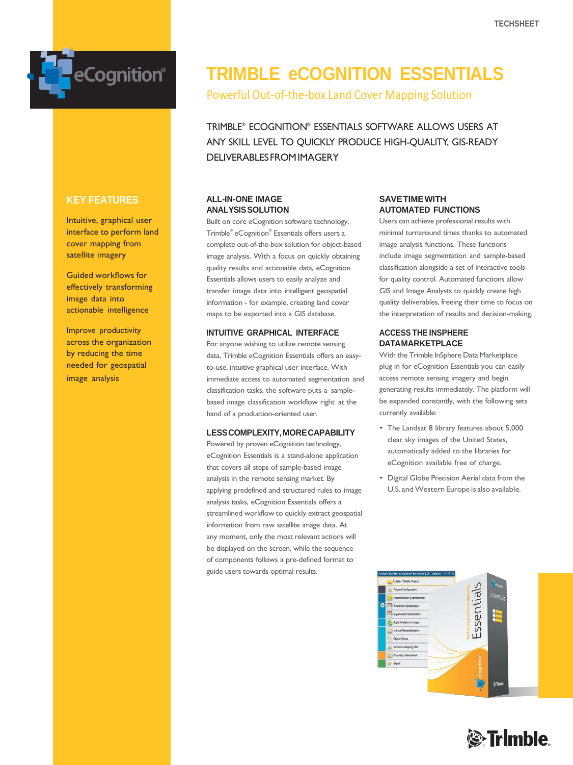TECHSHEET

# TRIMBLE eCOGNITION ESSENTIALS

## Powerful Out-of-the-box Land Cover Mapping Solution

TRIMBLE® ECOGNITION® ESSENTIALS SOFTWARE ALLOWS USERS AT ANY SKILL LEVEL TO QUICKLY PRODUCE HIGH-QUALITY, GIS-READY DELIVERABLES FROM IMAGERY

## KEY FEATURES

Intuitive, graphical user interface to perform land cover mapping from satellite imagery

Guided workflows for effectively transforming image data into actionable intelligence

Improve productivity across the organization by reducing the time needed for geospatial image analysis

### ALL-IN-ONE IMAGE ANALYSIS SOLUTION

Built on core eCognition software technology, Trimble® eCognition® Essentials offers users a complete out-of-the-box solution for object-based image analysis. With a focus on quickly obtaining quality results and actionable data, eCognition Essentials allows users to easily analyze and transfer image data into intelligent geospatial information - for example, creating land cover maps to be exported into a GIS database.

### INTUITIVE GRAPHICAL INTERFACE

For anyone wishing to utilize remote sensing data, Trimble eCognition Essentials offers an easy-to-use, intuitive graphical user interface. With immediate access to automated segmentation and classification tasks, the software puts a sample-based image classification workflow right at the hand of a production-oriented user.

### LESS COMPLEXITY, MORE CAPABILITY

Powered by proven eCognition technology, eCognition Essentials is a stand-alone application that covers all steps of sample-based image analysis in the remote sensing market. By applying predefined and structured rules to image analysis tasks, eCognition Essentials offers a streamlined workflow to quickly extract geospatial information from raw satellite image data. At any moment, only the most relevant actions will be displayed on the screen, while the sequence of components follows a pre-defined format to guide users towards optimal results.

### SAVE TIME WITH AUTOMATED FUNCTIONS

Users can achieve professional results with minimal turnaround times thanks to automated image analysis functions. These functions include image segmentation and sample-based classification alongside a set of interactive tools for quality control. Automated functions allow GIS and Image Analysts to quickly create high quality deliverables, freeing their time to focus on the interpretation of results and decision-making.

### ACCESS THE INSPHERE DATAMARKETPLACE

With the Trimble InSphere Data Marketplace plug in for eCognition Essentials you can easily access remote sensing imagery and begin generating results immediately. The platform will be expanded constantly, with the following sets currently available:

- The Landsat 8 library features about 5,000 clear sky images of the United States, automatically added to the libraries for eCognition available free of charge.
- Digital Globe Precision Aerial data from the U.S. and Western Europe is also available.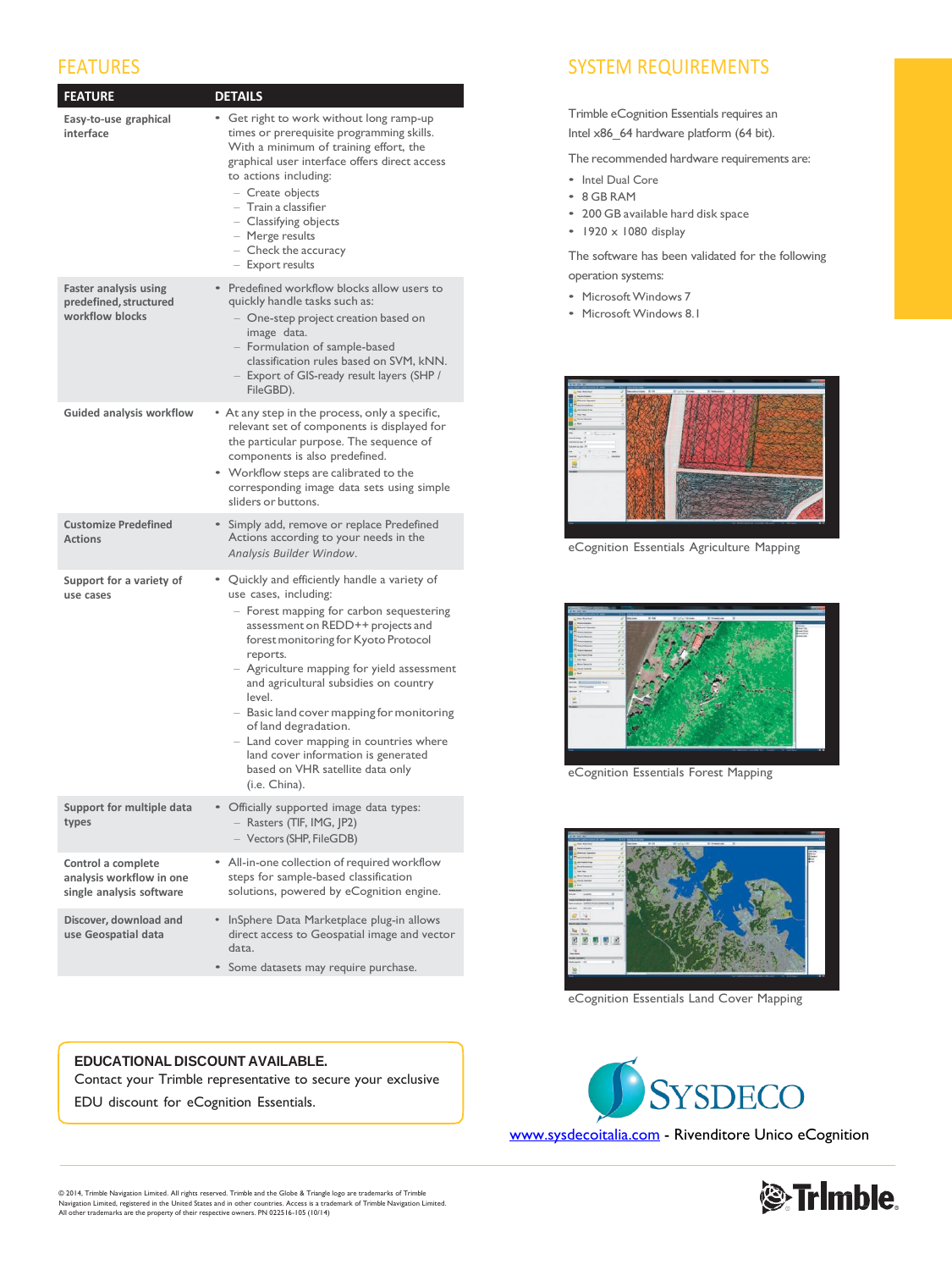## FEATURES

| FEATURE | DETAILS |
|---|---|
| **Easy-to-use graphical interface** | • Get right to work without long ramp-up times or prerequisite programming skills. With a minimum of training effort, the graphical user interface offers direct access to actions including:<br>– Create objects<br>– Train a classifier<br>– Classifying objects<br>– Merge results<br>– Check the accuracy<br>– Export results |
| **Faster analysis using predefined, structured workflow blocks** | • Predefined workflow blocks allow users to quickly handle tasks such as:<br>– One-step project creation based on image data.<br>– Formulation of sample-based classification rules based on SVM, kNN.<br>– Export of GIS-ready result layers (SHP / FileGBD). |
| **Guided analysis workflow** | • At any step in the process, only a specific, relevant set of components is displayed for the particular purpose. The sequence of components is also predefined.<br>• Workflow steps are calibrated to the corresponding image data sets using simple sliders or buttons. |
| **Customize Predefined Actions** | • Simply add, remove or replace Predefined Actions according to your needs in the *Analysis Builder Window*. |
| **Support for a variety of use cases** | • Quickly and efficiently handle a variety of use cases, including:<br>– Forest mapping for carbon sequestering assessment on REDD++ projects and forest monitoring for Kyoto Protocol reports.<br>– Agriculture mapping for yield assessment and agricultural subsidies on country level.<br>– Basic land cover mapping for monitoring of land degradation.<br>– Land cover mapping in countries where land cover information is generated based on VHR satellite data only (i.e. China). |
| **Support for multiple data types** | • Officially supported image data types:<br>– Rasters (TIF, IMG, JP2)<br>– Vectors (SHP, FileGDB) |
| **Control a complete analysis workflow in one single analysis software** | • All-in-one collection of required workflow steps for sample-based classification solutions, powered by eCognition engine. |
| **Discover, download and use Geospatial data** | • InSphere Data Marketplace plug-in allows direct access to Geospatial image and vector data.<br>• Some datasets may require purchase. |

**EDUCATIONAL DISCOUNT AVAILABLE.**
Contact your Trimble representative to secure your exclusive EDU discount for eCognition Essentials.

## SYSTEM REQUIREMENTS

Trimble eCognition Essentials requires an Intel x86_64 hardware platform (64 bit).

The recommended hardware requirements are:

- Intel Dual Core
- 8 GB RAM
- 200 GB available hard disk space
- 1920 x 1080 display

The software has been validated for the following operation systems:

- Microsoft Windows 7
- Microsoft Windows 8.1

eCognition Essentials Agriculture Mapping

eCognition Essentials Forest Mapping

eCognition Essentials Land Cover Mapping

SYSDECO

www.sysdecoitalia.com - Rivenditore Unico eCognition

© 2014, Trimble Navigation Limited. All rights reserved. Trimble and the Globe & Triangle logo are trademarks of Trimble Navigation Limited, registered in the United States and in other countries. Access is a trademark of Trimble Navigation Limited. All other trademarks are the property of their respective owners. PN 022516-105 (10/14)

Trimble